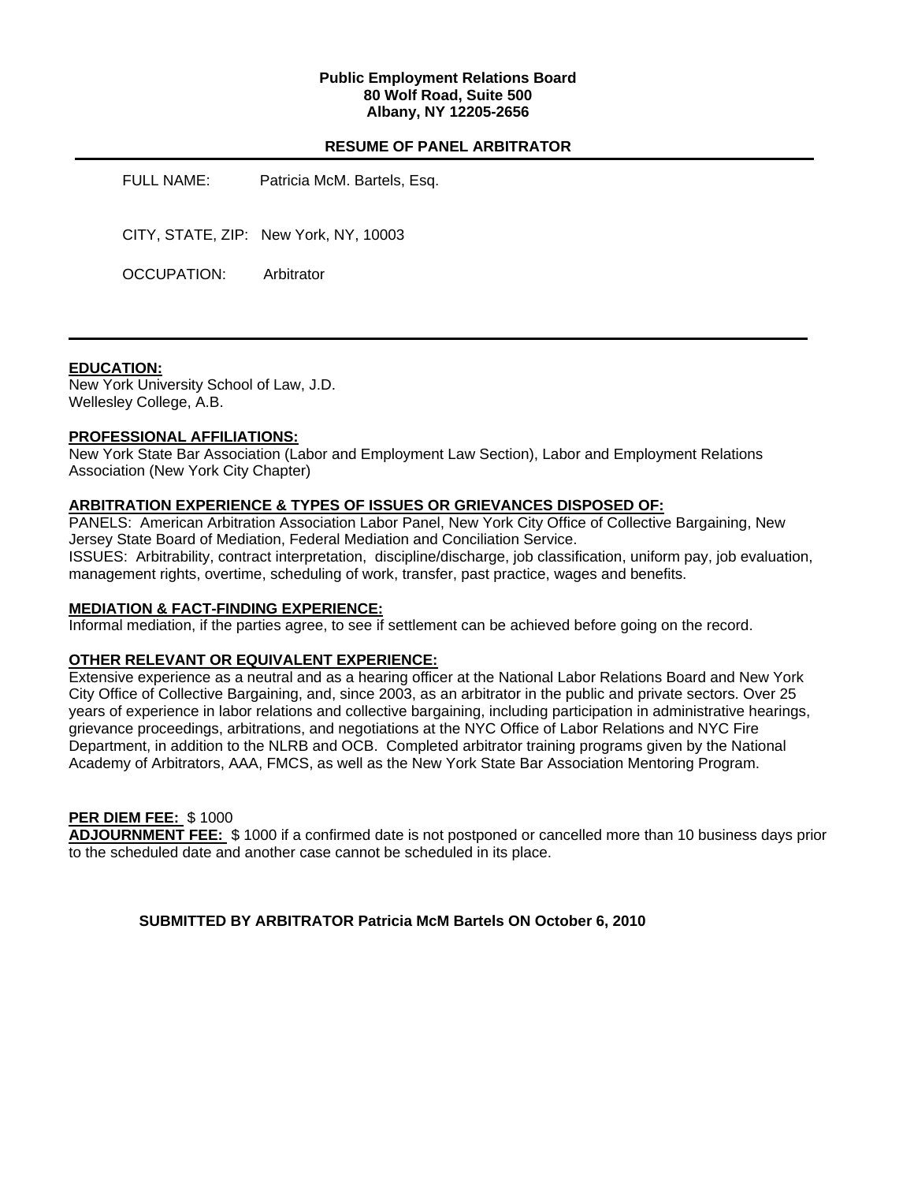**Public Employment Relations Board**
**80 Wolf Road, Suite 500**
**Albany, NY 12205-2656**

## RESUME OF PANEL ARBITRATOR

FULL NAME: Patricia McM. Bartels, Esq.

CITY, STATE, ZIP: New York, NY, 10003

OCCUPATION: Arbitrator

---

**EDUCATION:**

New York University School of Law, J.D.
Wellesley College, A.B.

**PROFESSIONAL AFFILIATIONS:**

New York State Bar Association (Labor and Employment Law Section), Labor and Employment Relations Association (New York City Chapter)

**ARBITRATION EXPERIENCE & TYPES OF ISSUES OR GRIEVANCES DISPOSED OF:**

PANELS: American Arbitration Association Labor Panel, New York City Office of Collective Bargaining, New Jersey State Board of Mediation, Federal Mediation and Conciliation Service.
ISSUES: Arbitrability, contract interpretation, discipline/discharge, job classification, uniform pay, job evaluation, management rights, overtime, scheduling of work, transfer, past practice, wages and benefits.

**MEDIATION & FACT-FINDING EXPERIENCE:**

Informal mediation, if the parties agree, to see if settlement can be achieved before going on the record.

**OTHER RELEVANT OR EQUIVALENT EXPERIENCE:**

Extensive experience as a neutral and as a hearing officer at the National Labor Relations Board and New York City Office of Collective Bargaining, and, since 2003, as an arbitrator in the public and private sectors. Over 25 years of experience in labor relations and collective bargaining, including participation in administrative hearings, grievance proceedings, arbitrations, and negotiations at the NYC Office of Labor Relations and NYC Fire Department, in addition to the NLRB and OCB. Completed arbitrator training programs given by the National Academy of Arbitrators, AAA, FMCS, as well as the New York State Bar Association Mentoring Program.

**PER DIEM FEE:** $ 1000
**ADJOURNMENT FEE:** $ 1000 if a confirmed date is not postponed or cancelled more than 10 business days prior to the scheduled date and another case cannot be scheduled in its place.

**SUBMITTED BY ARBITRATOR Patricia McM Bartels ON October 6, 2010**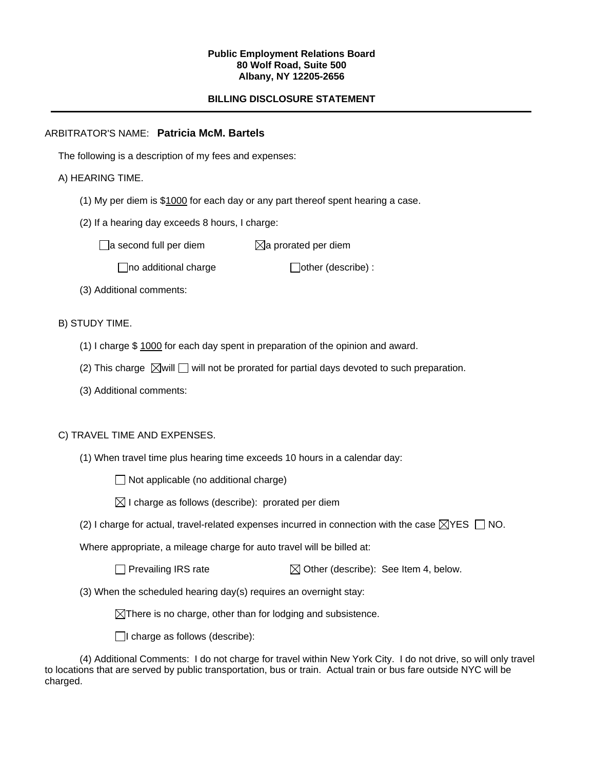**Public Employment Relations Board**
**80 Wolf Road, Suite 500**
**Albany, NY 12205-2656**

**BILLING DISCLOSURE STATEMENT**

---

ARBITRATOR'S NAME: **Patricia McM. Bartels**

The following is a description of my fees and expenses:

A) HEARING TIME.

(1) My per diem is $1000 for each day or any part thereof spent hearing a case.

(2) If a hearing day exceeds 8 hours, I charge:

☐ a second full per diem ☒ a prorated per diem

☐ no additional charge ☐ other (describe) :

(3) Additional comments:

B) STUDY TIME.

(1) I charge $ 1000 for each day spent in preparation of the opinion and award.

(2) This charge ☒ will ☐ will not be prorated for partial days devoted to such preparation.

(3) Additional comments:

C) TRAVEL TIME AND EXPENSES.

(1) When travel time plus hearing time exceeds 10 hours in a calendar day:

☐ Not applicable (no additional charge)

☒ I charge as follows (describe): prorated per diem

(2) I charge for actual, travel-related expenses incurred in connection with the case ☒ YES ☐ NO.

Where appropriate, a mileage charge for auto travel will be billed at:

☐ Prevailing IRS rate ☒ Other (describe): See Item 4, below.

(3) When the scheduled hearing day(s) requires an overnight stay:

☒ There is no charge, other than for lodging and subsistence.

☐ I charge as follows (describe):

(4) Additional Comments: I do not charge for travel within New York City. I do not drive, so will only travel to locations that are served by public transportation, bus or train. Actual train or bus fare outside NYC will be charged.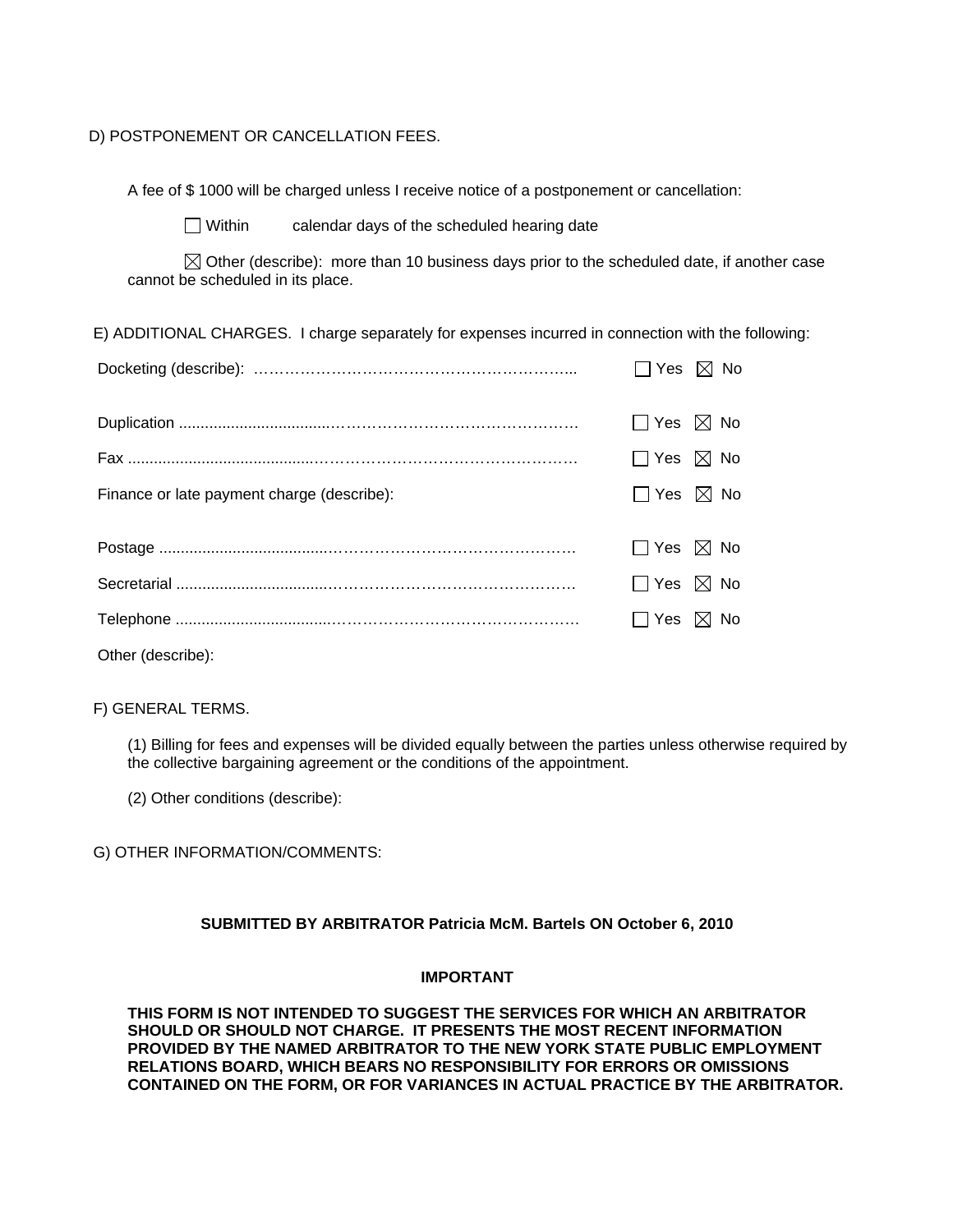D) POSTPONEMENT OR CANCELLATION FEES.

A fee of $ 1000 will be charged unless I receive notice of a postponement or cancellation:

☐ Within calendar days of the scheduled hearing date

☒ Other (describe): more than 10 business days prior to the scheduled date, if another case cannot be scheduled in its place.

E) ADDITIONAL CHARGES. I charge separately for expenses incurred in connection with the following:

| | |
|---|---|
| Docketing (describe): | ☐ Yes ☒ No |
| Duplication | ☐ Yes ☒ No |
| Fax | ☐ Yes ☒ No |
| Finance or late payment charge (describe): | ☐ Yes ☒ No |
| Postage | ☐ Yes ☒ No |
| Secretarial | ☐ Yes ☒ No |
| Telephone | ☐ Yes ☒ No |

Other (describe):

F) GENERAL TERMS.

(1) Billing for fees and expenses will be divided equally between the parties unless otherwise required by the collective bargaining agreement or the conditions of the appointment.

(2) Other conditions (describe):

G) OTHER INFORMATION/COMMENTS:

**SUBMITTED BY ARBITRATOR Patricia McM. Bartels ON October 6, 2010**

**IMPORTANT**

**THIS FORM IS NOT INTENDED TO SUGGEST THE SERVICES FOR WHICH AN ARBITRATOR SHOULD OR SHOULD NOT CHARGE. IT PRESENTS THE MOST RECENT INFORMATION PROVIDED BY THE NAMED ARBITRATOR TO THE NEW YORK STATE PUBLIC EMPLOYMENT RELATIONS BOARD, WHICH BEARS NO RESPONSIBILITY FOR ERRORS OR OMISSIONS CONTAINED ON THE FORM, OR FOR VARIANCES IN ACTUAL PRACTICE BY THE ARBITRATOR.**